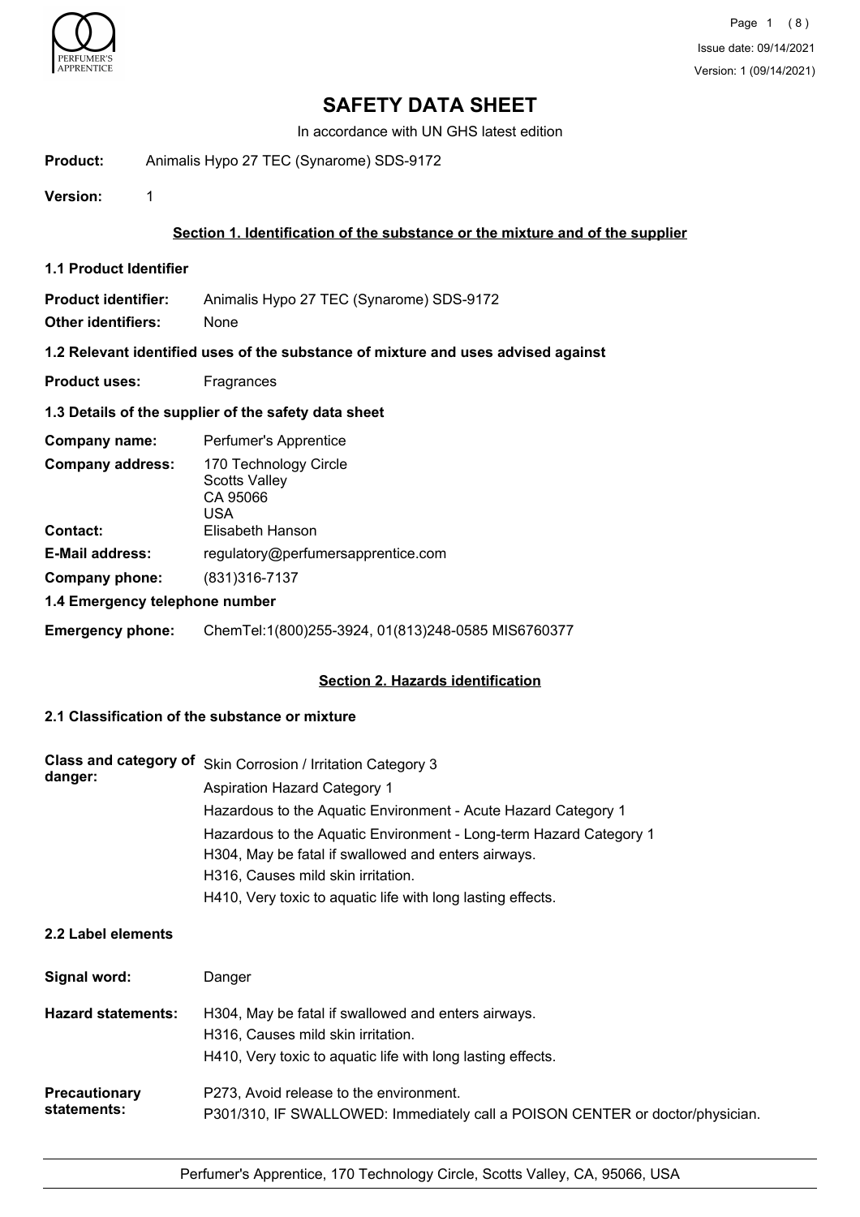# SAFETY DATA SHEET

In accordance with UN GHS latest edition

**Product:** Animalis Hypo 27 TEC (Synarome) SDS-9172

**Version:** 1

## Section 1. Identification of the substance or the mixture and of the supplier

### 1.1 Product Identifier

**Product identifier:** Animalis Hypo 27 TEC (Synarome) SDS-9172

**Other identifiers:** None

### 1.2 Relevant identified uses of the substance of mixture and uses advised against

**Product uses:** Fragrances

### 1.3 Details of the supplier of the safety data sheet

**Company name:** Perfumer's Apprentice

**Company address:** 170 Technology Circle
Scotts Valley
CA 95066
USA

**Contact:** Elisabeth Hanson

**E-Mail address:** regulatory@perfumersapprentice.com

**Company phone:** (831)316-7137

### 1.4 Emergency telephone number

**Emergency phone:** ChemTel:1(800)255-3924, 01(813)248-0585 MIS6760377

## Section 2. Hazards identification

### 2.1 Classification of the substance or mixture

**Class and category of danger:**
Skin Corrosion / Irritation Category 3
Aspiration Hazard Category 1
Hazardous to the Aquatic Environment - Acute Hazard Category 1
Hazardous to the Aquatic Environment - Long-term Hazard Category 1
H304, May be fatal if swallowed and enters airways.
H316, Causes mild skin irritation.
H410, Very toxic to aquatic life with long lasting effects.

### 2.2 Label elements

**Signal word:** Danger

**Hazard statements:**
H304, May be fatal if swallowed and enters airways.
H316, Causes mild skin irritation.
H410, Very toxic to aquatic life with long lasting effects.

**Precautionary statements:**
P273, Avoid release to the environment.
P301/310, IF SWALLOWED: Immediately call a POISON CENTER or doctor/physician.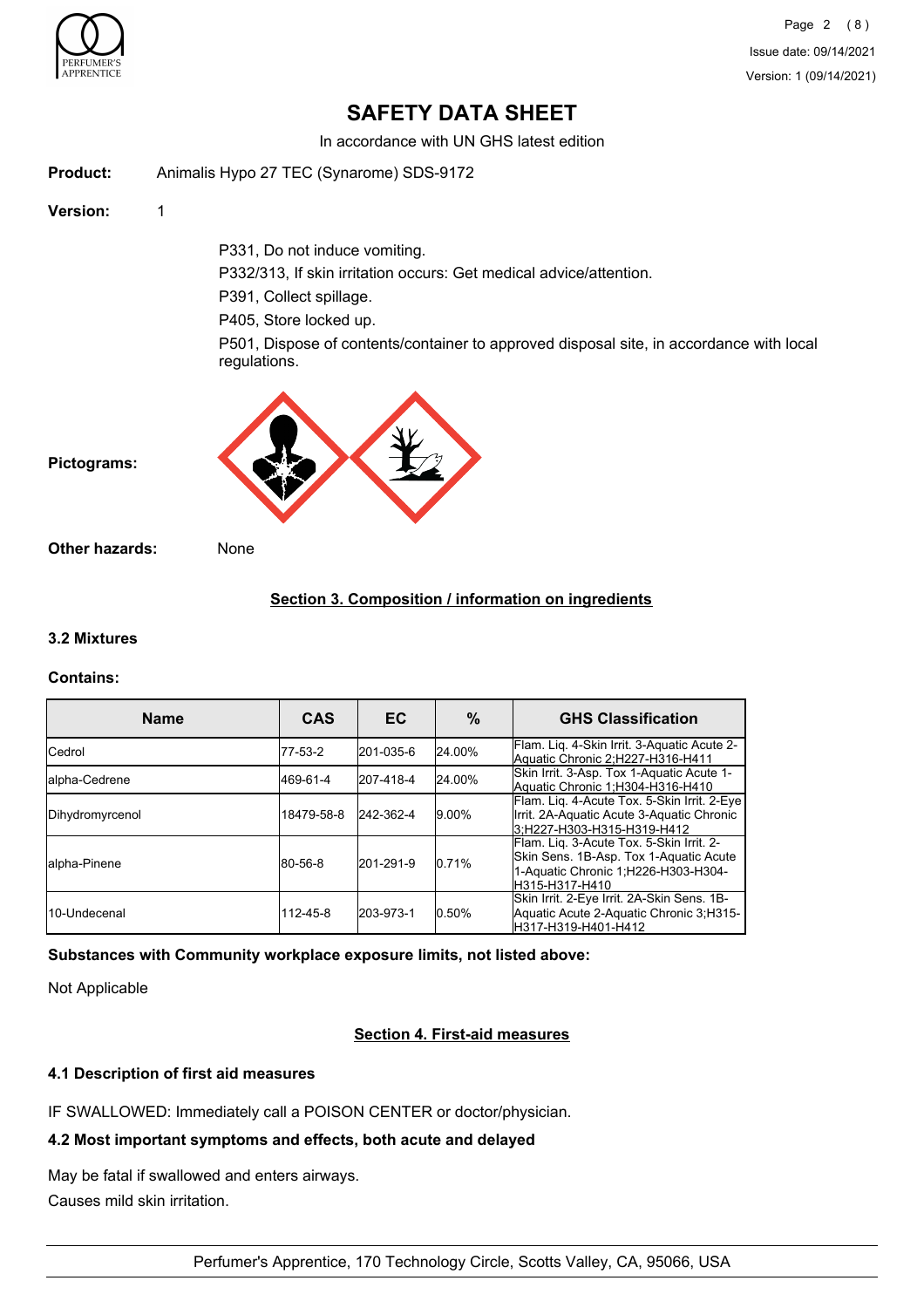# SAFETY DATA SHEET

In accordance with UN GHS latest edition

**Product:** Animalis Hypo 27 TEC (Synarome) SDS-9172

**Version:** 1

P331, Do not induce vomiting.

P332/313, If skin irritation occurs: Get medical advice/attention.

P391, Collect spillage.

P405, Store locked up.

P501, Dispose of contents/container to approved disposal site, in accordance with local regulations.

**Pictograms:**

**Other hazards:** None

## Section 3. Composition / information on ingredients

### 3.2 Mixtures

**Contains:**

| Name | CAS | EC | % | GHS Classification |
|---|---|---|---|---|
| Cedrol | 77-53-2 | 201-035-6 | 24.00% | Flam. Liq. 4-Skin Irrit. 3-Aquatic Acute 2-Aquatic Chronic 2;H227-H316-H411 |
| alpha-Cedrene | 469-61-4 | 207-418-4 | 24.00% | Skin Irrit. 3-Asp. Tox 1-Aquatic Acute 1-Aquatic Chronic 1;H304-H316-H410 |
| Dihydromyrcenol | 18479-58-8 | 242-362-4 | 9.00% | Flam. Liq. 4-Acute Tox. 5-Skin Irrit. 2-Eye Irrit. 2A-Aquatic Acute 3-Aquatic Chronic 3;H227-H303-H315-H319-H412 |
| alpha-Pinene | 80-56-8 | 201-291-9 | 0.71% | Flam. Liq. 3-Acute Tox. 5-Skin Irrit. 2-Skin Sens. 1B-Asp. Tox 1-Aquatic Acute 1-Aquatic Chronic 1;H226-H303-H304-H315-H317-H410 |
| 10-Undecenal | 112-45-8 | 203-973-1 | 0.50% | Skin Irrit. 2-Eye Irrit. 2A-Skin Sens. 1B-Aquatic Acute 2-Aquatic Chronic 3;H315-H317-H319-H401-H412 |

**Substances with Community workplace exposure limits, not listed above:**

Not Applicable

## Section 4. First-aid measures

### 4.1 Description of first aid measures

IF SWALLOWED: Immediately call a POISON CENTER or doctor/physician.

### 4.2 Most important symptoms and effects, both acute and delayed

May be fatal if swallowed and enters airways.

Causes mild skin irritation.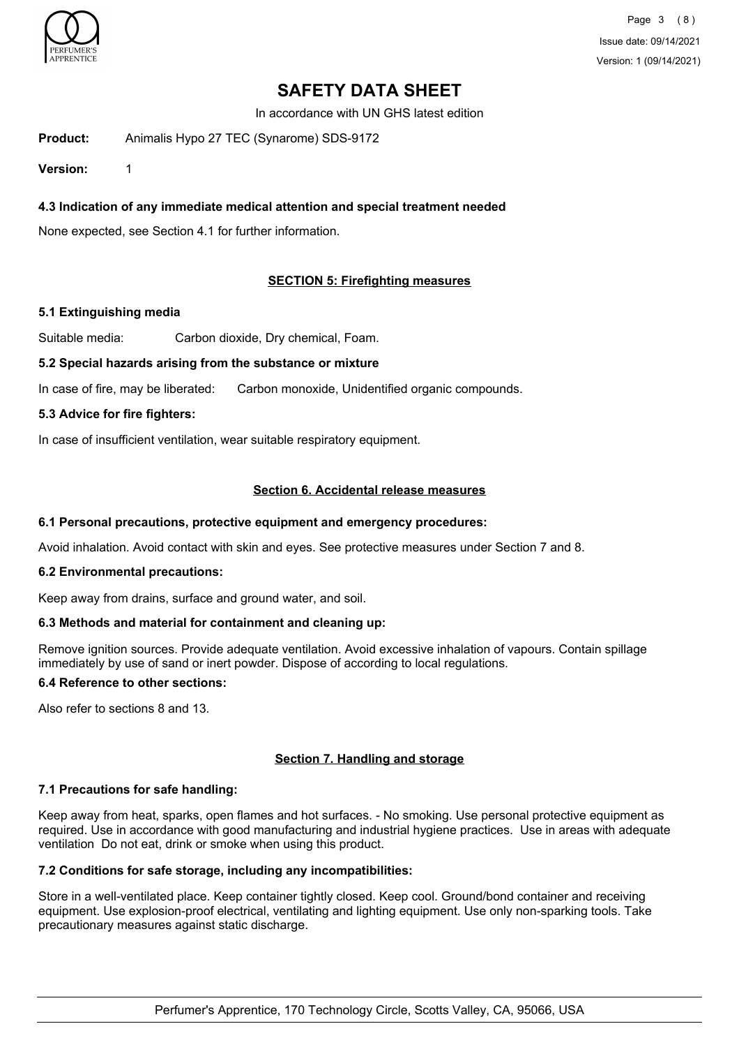# SAFETY DATA SHEET

In accordance with UN GHS latest edition

**Product:** Animalis Hypo 27 TEC (Synarome) SDS-9172

**Version:** 1

### 4.3 Indication of any immediate medical attention and special treatment needed

None expected, see Section 4.1 for further information.

## SECTION 5: Firefighting measures

### 5.1 Extinguishing media

Suitable media: Carbon dioxide, Dry chemical, Foam.

### 5.2 Special hazards arising from the substance or mixture

In case of fire, may be liberated: Carbon monoxide, Unidentified organic compounds.

### 5.3 Advice for fire fighters:

In case of insufficient ventilation, wear suitable respiratory equipment.

## Section 6. Accidental release measures

### 6.1 Personal precautions, protective equipment and emergency procedures:

Avoid inhalation. Avoid contact with skin and eyes. See protective measures under Section 7 and 8.

### 6.2 Environmental precautions:

Keep away from drains, surface and ground water, and soil.

### 6.3 Methods and material for containment and cleaning up:

Remove ignition sources. Provide adequate ventilation. Avoid excessive inhalation of vapours. Contain spillage immediately by use of sand or inert powder. Dispose of according to local regulations.

### 6.4 Reference to other sections:

Also refer to sections 8 and 13.

## Section 7. Handling and storage

### 7.1 Precautions for safe handling:

Keep away from heat, sparks, open flames and hot surfaces. - No smoking. Use personal protective equipment as required. Use in accordance with good manufacturing and industrial hygiene practices. Use in areas with adequate ventilation Do not eat, drink or smoke when using this product.

### 7.2 Conditions for safe storage, including any incompatibilities:

Store in a well-ventilated place. Keep container tightly closed. Keep cool. Ground/bond container and receiving equipment. Use explosion-proof electrical, ventilating and lighting equipment. Use only non-sparking tools. Take precautionary measures against static discharge.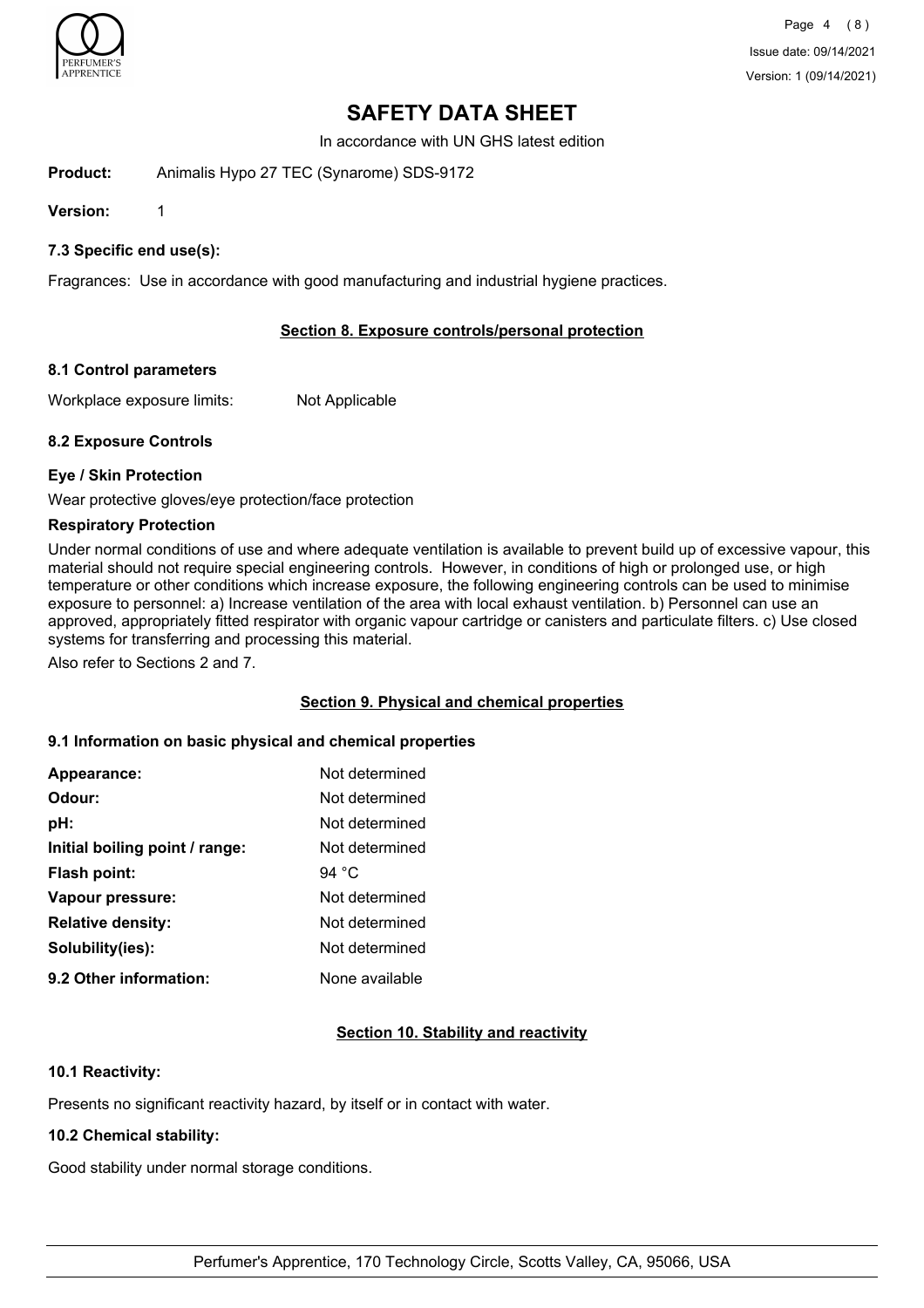# SAFETY DATA SHEET

In accordance with UN GHS latest edition

**Product:** Animalis Hypo 27 TEC (Synarome) SDS-9172

**Version:** 1

### 7.3 Specific end use(s):

Fragrances: Use in accordance with good manufacturing and industrial hygiene practices.

## Section 8. Exposure controls/personal protection

### 8.1 Control parameters

Workplace exposure limits: Not Applicable

### 8.2 Exposure Controls

**Eye / Skin Protection**

Wear protective gloves/eye protection/face protection

**Respiratory Protection**

Under normal conditions of use and where adequate ventilation is available to prevent build up of excessive vapour, this material should not require special engineering controls. However, in conditions of high or prolonged use, or high temperature or other conditions which increase exposure, the following engineering controls can be used to minimise exposure to personnel: a) Increase ventilation of the area with local exhaust ventilation. b) Personnel can use an approved, appropriately fitted respirator with organic vapour cartridge or canisters and particulate filters. c) Use closed systems for transferring and processing this material.

Also refer to Sections 2 and 7.

## Section 9. Physical and chemical properties

### 9.1 Information on basic physical and chemical properties

| | |
|---|---|
| **Appearance:** | Not determined |
| **Odour:** | Not determined |
| **pH:** | Not determined |
| **Initial boiling point / range:** | Not determined |
| **Flash point:** | 94 °C |
| **Vapour pressure:** | Not determined |
| **Relative density:** | Not determined |
| **Solubility(ies):** | Not determined |
| **9.2 Other information:** | None available |

## Section 10. Stability and reactivity

### 10.1 Reactivity:

Presents no significant reactivity hazard, by itself or in contact with water.

### 10.2 Chemical stability:

Good stability under normal storage conditions.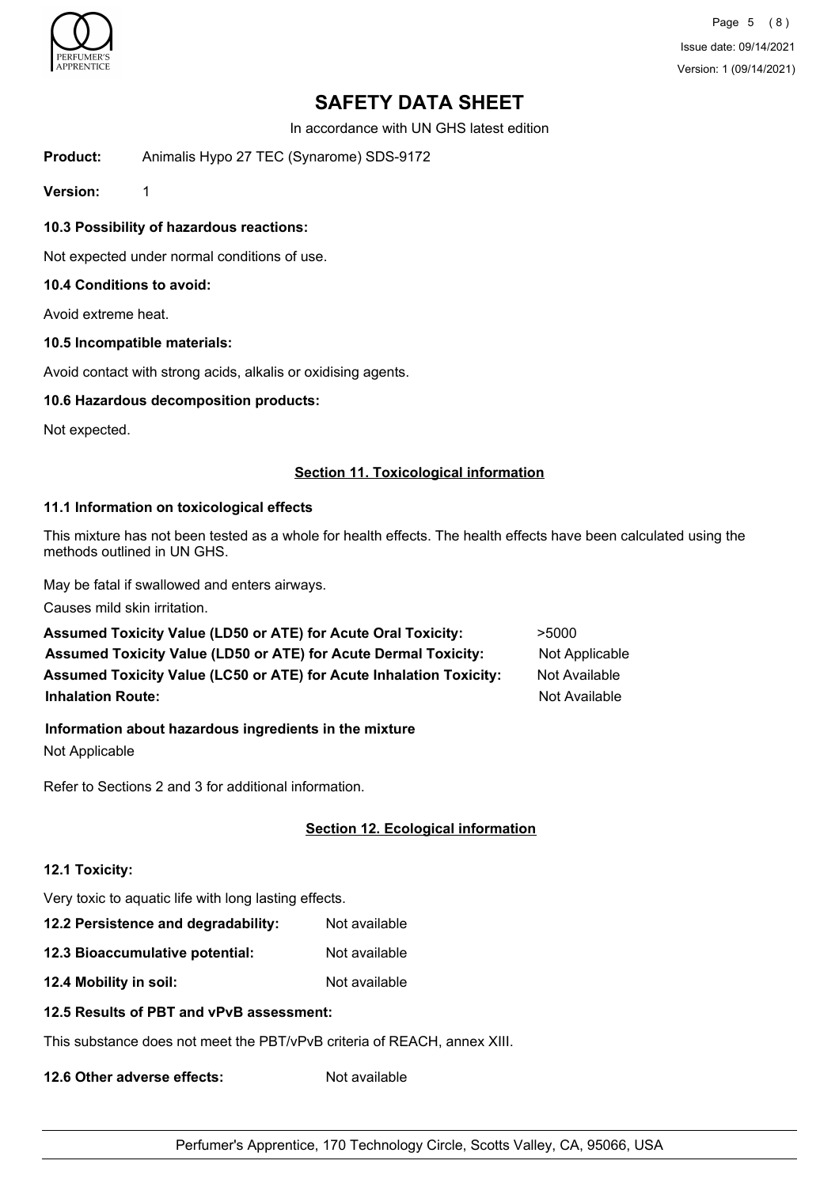# SAFETY DATA SHEET

In accordance with UN GHS latest edition

**Product:** Animalis Hypo 27 TEC (Synarome) SDS-9172

**Version:** 1

### 10.3 Possibility of hazardous reactions:

Not expected under normal conditions of use.

### 10.4 Conditions to avoid:

Avoid extreme heat.

### 10.5 Incompatible materials:

Avoid contact with strong acids, alkalis or oxidising agents.

### 10.6 Hazardous decomposition products:

Not expected.

## Section 11. Toxicological information

### 11.1 Information on toxicological effects

This mixture has not been tested as a whole for health effects. The health effects have been calculated using the methods outlined in UN GHS.

May be fatal if swallowed and enters airways.

Causes mild skin irritation.

| | |
|---|---|
| **Assumed Toxicity Value (LD50 or ATE) for Acute Oral Toxicity:** | >5000 |
| **Assumed Toxicity Value (LD50 or ATE) for Acute Dermal Toxicity:** | Not Applicable |
| **Assumed Toxicity Value (LC50 or ATE) for Acute Inhalation Toxicity:** | Not Available |
| **Inhalation Route:** | Not Available |

**Information about hazardous ingredients in the mixture**

Not Applicable

Refer to Sections 2 and 3 for additional information.

## Section 12. Ecological information

### 12.1 Toxicity:

Very toxic to aquatic life with long lasting effects.

| | |
|---|---|
| **12.2 Persistence and degradability:** | Not available |
| **12.3 Bioaccumulative potential:** | Not available |
| **12.4 Mobility in soil:** | Not available |

### 12.5 Results of PBT and vPvB assessment:

This substance does not meet the PBT/vPvB criteria of REACH, annex XIII.

**12.6 Other adverse effects:** Not available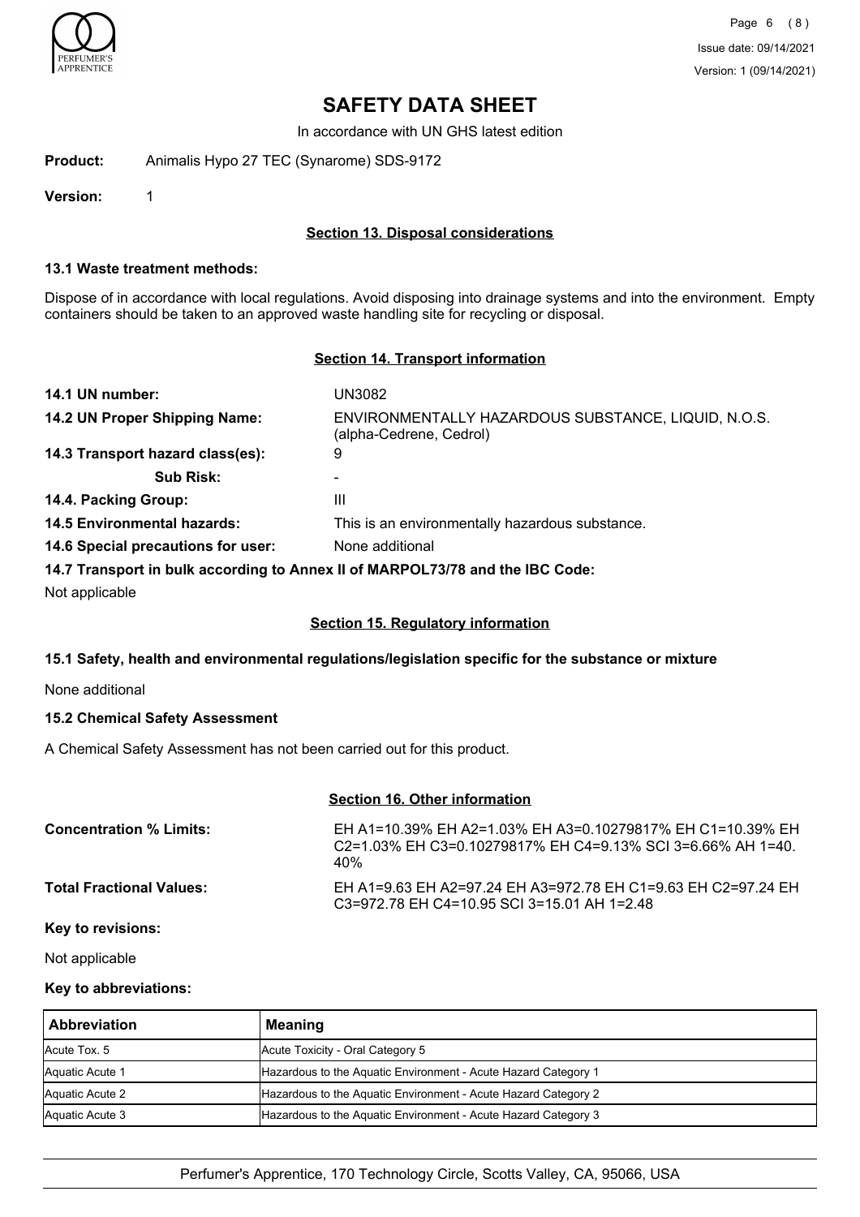# SAFETY DATA SHEET

In accordance with UN GHS latest edition

**Product:** Animalis Hypo 27 TEC (Synarome) SDS-9172

**Version:** 1

## Section 13. Disposal considerations

### 13.1 Waste treatment methods:

Dispose of in accordance with local regulations. Avoid disposing into drainage systems and into the environment. Empty containers should be taken to an approved waste handling site for recycling or disposal.

## Section 14. Transport information

**14.1 UN number:** UN3082

**14.2 UN Proper Shipping Name:** ENVIRONMENTALLY HAZARDOUS SUBSTANCE, LIQUID, N.O.S. (alpha-Cedrene, Cedrol)

**14.3 Transport hazard class(es):** 9

**Sub Risk:** -

**14.4. Packing Group:** III

**14.5 Environmental hazards:** This is an environmentally hazardous substance.

**14.6 Special precautions for user:** None additional

**14.7 Transport in bulk according to Annex II of MARPOL73/78 and the IBC Code:**

Not applicable

## Section 15. Regulatory information

### 15.1 Safety, health and environmental regulations/legislation specific for the substance or mixture

None additional

### 15.2 Chemical Safety Assessment

A Chemical Safety Assessment has not been carried out for this product.

## Section 16. Other information

**Concentration % Limits:** EH A1=10.39% EH A2=1.03% EH A3=0.10279817% EH C1=10.39% EH C2=1.03% EH C3=0.10279817% EH C4=9.13% SCI 3=6.66% AH 1=40.40%

**Total Fractional Values:** EH A1=9.63 EH A2=97.24 EH A3=972.78 EH C1=9.63 EH C2=97.24 EH C3=972.78 EH C4=10.95 SCI 3=15.01 AH 1=2.48

**Key to revisions:**

Not applicable

**Key to abbreviations:**

| Abbreviation | Meaning |
| --- | --- |
| Acute Tox. 5 | Acute Toxicity - Oral Category 5 |
| Aquatic Acute 1 | Hazardous to the Aquatic Environment - Acute Hazard Category 1 |
| Aquatic Acute 2 | Hazardous to the Aquatic Environment - Acute Hazard Category 2 |
| Aquatic Acute 3 | Hazardous to the Aquatic Environment - Acute Hazard Category 3 |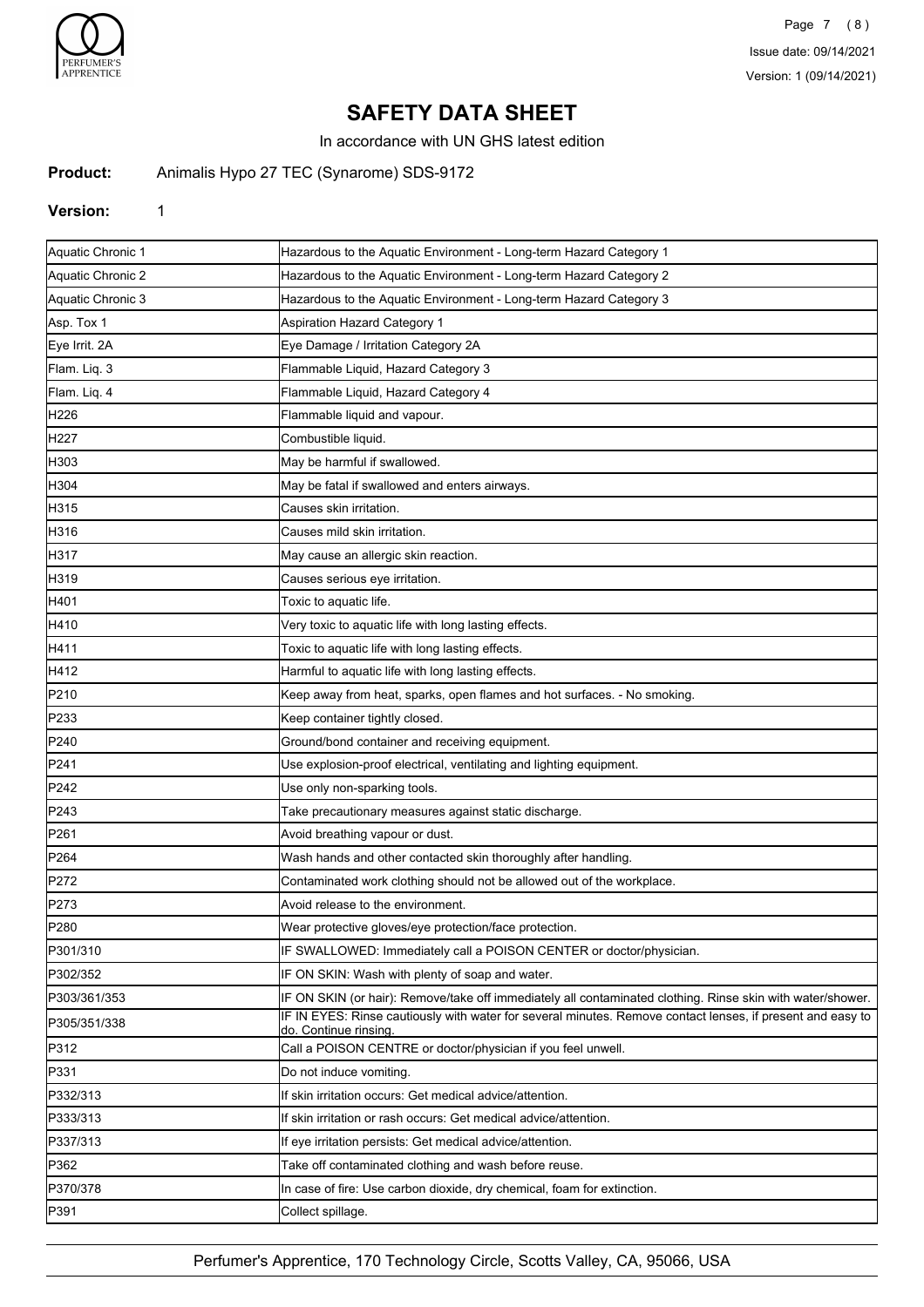# SAFETY DATA SHEET

In accordance with UN GHS latest edition

**Product:** Animalis Hypo 27 TEC (Synarome) SDS-9172

**Version:** 1

| | |
|---|---|
| Aquatic Chronic 1 | Hazardous to the Aquatic Environment - Long-term Hazard Category 1 |
| Aquatic Chronic 2 | Hazardous to the Aquatic Environment - Long-term Hazard Category 2 |
| Aquatic Chronic 3 | Hazardous to the Aquatic Environment - Long-term Hazard Category 3 |
| Asp. Tox 1 | Aspiration Hazard Category 1 |
| Eye Irrit. 2A | Eye Damage / Irritation Category 2A |
| Flam. Liq. 3 | Flammable Liquid, Hazard Category 3 |
| Flam. Liq. 4 | Flammable Liquid, Hazard Category 4 |
| H226 | Flammable liquid and vapour. |
| H227 | Combustible liquid. |
| H303 | May be harmful if swallowed. |
| H304 | May be fatal if swallowed and enters airways. |
| H315 | Causes skin irritation. |
| H316 | Causes mild skin irritation. |
| H317 | May cause an allergic skin reaction. |
| H319 | Causes serious eye irritation. |
| H401 | Toxic to aquatic life. |
| H410 | Very toxic to aquatic life with long lasting effects. |
| H411 | Toxic to aquatic life with long lasting effects. |
| H412 | Harmful to aquatic life with long lasting effects. |
| P210 | Keep away from heat, sparks, open flames and hot surfaces. - No smoking. |
| P233 | Keep container tightly closed. |
| P240 | Ground/bond container and receiving equipment. |
| P241 | Use explosion-proof electrical, ventilating and lighting equipment. |
| P242 | Use only non-sparking tools. |
| P243 | Take precautionary measures against static discharge. |
| P261 | Avoid breathing vapour or dust. |
| P264 | Wash hands and other contacted skin thoroughly after handling. |
| P272 | Contaminated work clothing should not be allowed out of the workplace. |
| P273 | Avoid release to the environment. |
| P280 | Wear protective gloves/eye protection/face protection. |
| P301/310 | IF SWALLOWED: Immediately call a POISON CENTER or doctor/physician. |
| P302/352 | IF ON SKIN: Wash with plenty of soap and water. |
| P303/361/353 | IF ON SKIN (or hair): Remove/take off immediately all contaminated clothing. Rinse skin with water/shower. |
| P305/351/338 | IF IN EYES: Rinse cautiously with water for several minutes. Remove contact lenses, if present and easy to do. Continue rinsing. |
| P312 | Call a POISON CENTRE or doctor/physician if you feel unwell. |
| P331 | Do not induce vomiting. |
| P332/313 | If skin irritation occurs: Get medical advice/attention. |
| P333/313 | If skin irritation or rash occurs: Get medical advice/attention. |
| P337/313 | If eye irritation persists: Get medical advice/attention. |
| P362 | Take off contaminated clothing and wash before reuse. |
| P370/378 | In case of fire: Use carbon dioxide, dry chemical, foam for extinction. |
| P391 | Collect spillage. |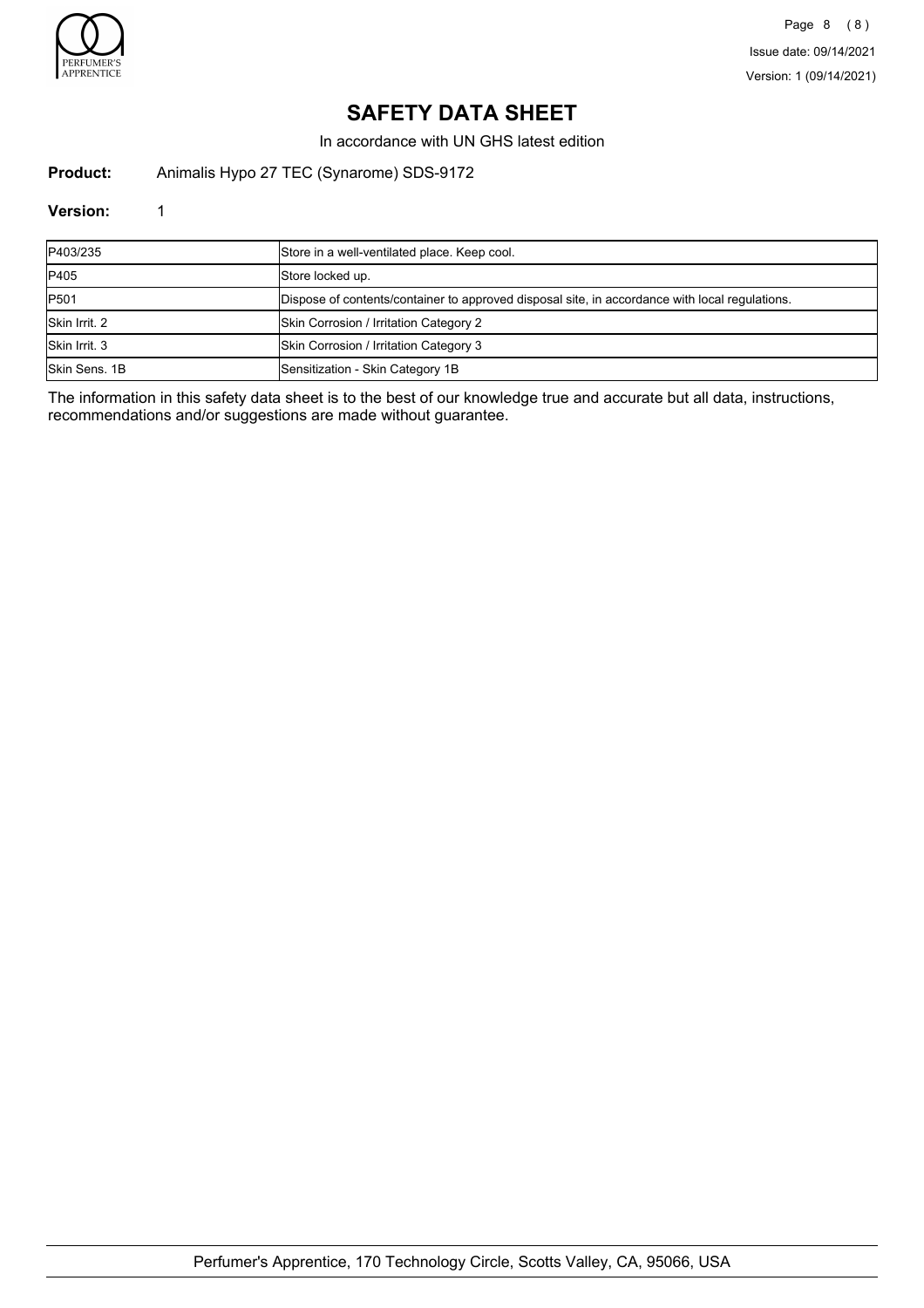# SAFETY DATA SHEET

In accordance with UN GHS latest edition

**Product:** Animalis Hypo 27 TEC (Synarome) SDS-9172

**Version:** 1

| | |
|---|---|
| P403/235 | Store in a well-ventilated place. Keep cool. |
| P405 | Store locked up. |
| P501 | Dispose of contents/container to approved disposal site, in accordance with local regulations. |
| Skin Irrit. 2 | Skin Corrosion / Irritation Category 2 |
| Skin Irrit. 3 | Skin Corrosion / Irritation Category 3 |
| Skin Sens. 1B | Sensitization - Skin Category 1B |

The information in this safety data sheet is to the best of our knowledge true and accurate but all data, instructions, recommendations and/or suggestions are made without guarantee.

Perfumer's Apprentice, 170 Technology Circle, Scotts Valley, CA, 95066, USA